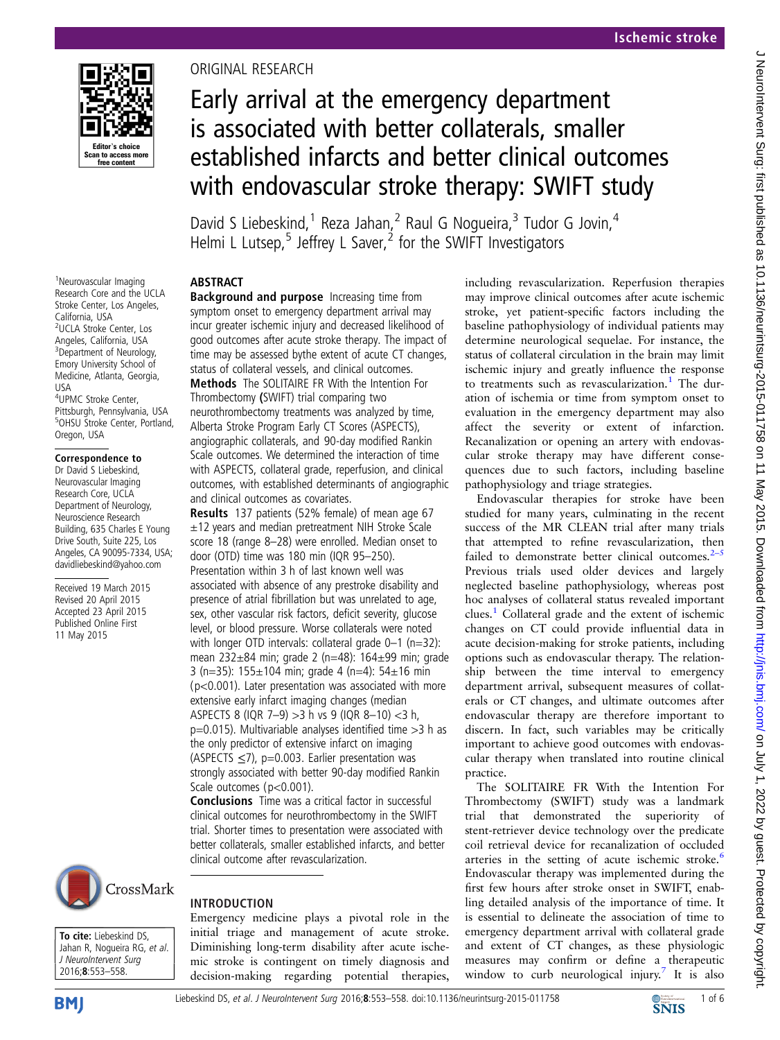ORIGINAL RESEARCH

# Early arrival at the emergency department is associated with better collaterals, smaller established infarcts and better clinical outcomes with endovascular stroke therapy: SWIFT study

David S Liebeskind,[1] Reza Jahan,[2] Raul G Nogueira,[3] Tudor G Jovin,[4] Helmi L Lutsep,[5] Jeffrey L Saver,[2] for the SWIFT Investigators

[1]Neurovascular Imaging Research Core and the UCLA Stroke Center, Los Angeles, California, USA
[2]UCLA Stroke Center, Los Angeles, California, USA
[3]Department of Neurology, Emory University School of Medicine, Atlanta, Georgia, USA
[4]UPMC Stroke Center, Pittsburgh, Pennsylvania, USA
[5]OHSU Stroke Center, Portland, Oregon, USA

**Correspondence to**
Dr David S Liebeskind, Neurovascular Imaging Research Core, UCLA Department of Neurology, Neuroscience Research Building, 635 Charles E Young Drive South, Suite 225, Los Angeles, CA 90095-7334, USA; davidliebeskind@yahoo.com

Received 19 March 2015
Revised 20 April 2015
Accepted 23 April 2015
Published Online First 11 May 2015

**To cite:** Liebeskind DS, Jahan R, Nogueira RG, et al. *J NeuroIntervent Surg* 2016;**8**:553–558.

## ABSTRACT

**Background and purpose** Increasing time from symptom onset to emergency department arrival may incur greater ischemic injury and decreased likelihood of good outcomes after acute stroke therapy. The impact of time may be assessed bythe extent of acute CT changes, status of collateral vessels, and clinical outcomes.

**Methods** The SOLITAIRE FR With the Intention For Thrombectomy (SWIFT) trial comparing two neurothrombectomy treatments was analyzed by time, Alberta Stroke Program Early CT Scores (ASPECTS), angiographic collaterals, and 90-day modified Rankin Scale outcomes. We determined the interaction of time with ASPECTS, collateral grade, reperfusion, and clinical outcomes, with established determinants of angiographic and clinical outcomes as covariates.

**Results** 137 patients (52% female) of mean age 67 ±12 years and median pretreatment NIH Stroke Scale score 18 (range 8–28) were enrolled. Median onset to door (OTD) time was 180 min (IQR 95–250). Presentation within 3 h of last known well was associated with absence of any prestroke disability and presence of atrial fibrillation but was unrelated to age, sex, other vascular risk factors, deficit severity, glucose level, or blood pressure. Worse collaterals were noted with longer OTD intervals: collateral grade 0–1 (n=32): mean 232±84 min; grade 2 (n=48): 164±99 min; grade 3 (n=35): 155±104 min; grade 4 (n=4): 54±16 min ($p<0.001$). Later presentation was associated with more extensive early infarct imaging changes (median ASPECTS 8 (IQR 7–9) >3 h vs 9 (IQR 8–10) <3 h, $p=0.015$). Multivariable analyses identified time >3 h as the only predictor of extensive infarct on imaging (ASPECTS ≤7), $p=0.003$. Earlier presentation was strongly associated with better 90-day modified Rankin Scale outcomes ($p<0.001$).

**Conclusions** Time was a critical factor in successful clinical outcomes for neurothrombectomy in the SWIFT trial. Shorter times to presentation were associated with better collaterals, smaller established infarcts, and better clinical outcome after revascularization.

## INTRODUCTION

Emergency medicine plays a pivotal role in the initial triage and management of acute stroke. Diminishing long-term disability after acute ischemic stroke is contingent on timely diagnosis and decision-making regarding potential therapies, including revascularization. Reperfusion therapies may improve clinical outcomes after acute ischemic stroke, yet patient-specific factors including the baseline pathophysiology of individual patients may determine neurological sequelae. For instance, the status of collateral circulation in the brain may limit ischemic injury and greatly influence the response to treatments such as revascularization.[1] The duration of ischemia or time from symptom onset to evaluation in the emergency department may also affect the severity or extent of infarction. Recanalization or opening an artery with endovascular stroke therapy may have different consequences due to such factors, including baseline pathophysiology and triage strategies.

Endovascular therapies for stroke have been studied for many years, culminating in the recent success of the MR CLEAN trial after many trials that attempted to refine revascularization, then failed to demonstrate better clinical outcomes.[2–5] Previous trials used older devices and largely neglected baseline pathophysiology, whereas post hoc analyses of collateral status revealed important clues.[1] Collateral grade and the extent of ischemic changes on CT could provide influential data in acute decision-making for stroke patients, including options such as endovascular therapy. The relationship between the time interval to emergency department arrival, subsequent measures of collaterals or CT changes, and ultimate outcomes after endovascular therapy are therefore important to discern. In fact, such variables may be critically important to achieve good outcomes with endovascular therapy when translated into routine clinical practice.

The SOLITAIRE FR With the Intention For Thrombectomy (SWIFT) study was a landmark trial that demonstrated the superiority of stent-retriever device technology over the predicate coil retrieval device for recanalization of occluded arteries in the setting of acute ischemic stroke.[6] Endovascular therapy was implemented during the first few hours after stroke onset in SWIFT, enabling detailed analysis of the importance of time. It is essential to delineate the association of time to emergency department arrival with collateral grade and extent of CT changes, as these physiologic measures may confirm or define a therapeutic window to curb neurological injury.[7] It is also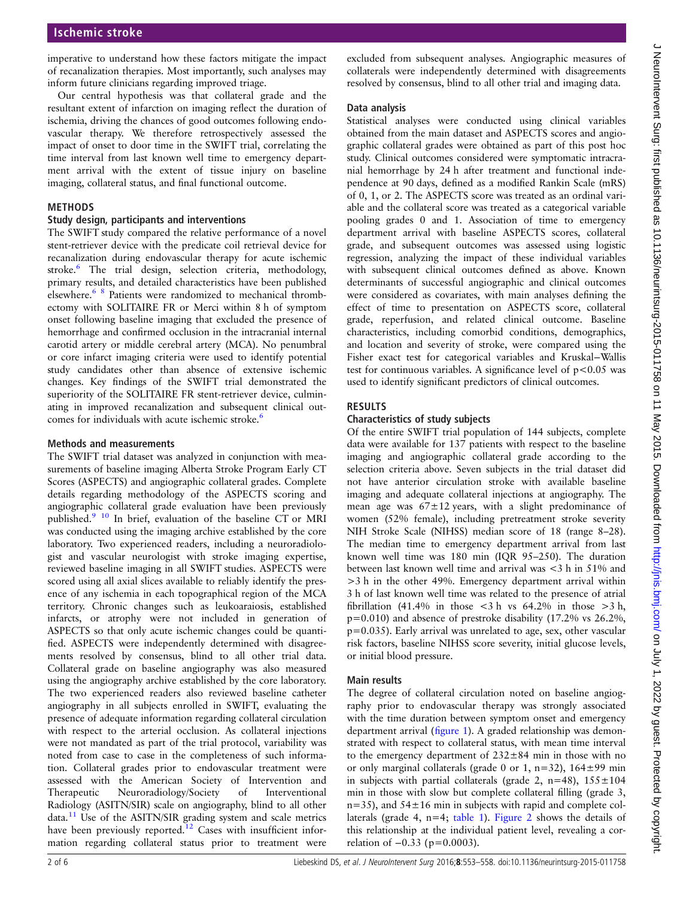imperative to understand how these factors mitigate the impact of recanalization therapies. Most importantly, such analyses may inform future clinicians regarding improved triage.

Our central hypothesis was that collateral grade and the resultant extent of infarction on imaging reflect the duration of ischemia, driving the chances of good outcomes following endovascular therapy. We therefore retrospectively assessed the impact of onset to door time in the SWIFT trial, correlating the time interval from last known well time to emergency department arrival with the extent of tissue injury on baseline imaging, collateral status, and final functional outcome.

## METHODS

### Study design, participants and interventions

The SWIFT study compared the relative performance of a novel stent-retriever device with the predicate coil retrieval device for recanalization during endovascular therapy for acute ischemic stroke.[6] The trial design, selection criteria, methodology, primary results, and detailed characteristics have been published elsewhere.[6 8] Patients were randomized to mechanical thrombectomy with SOLITAIRE FR or Merci within 8 h of symptom onset following baseline imaging that excluded the presence of hemorrhage and confirmed occlusion in the intracranial internal carotid artery or middle cerebral artery (MCA). No penumbral or core infarct imaging criteria were used to identify potential study candidates other than absence of extensive ischemic changes. Key findings of the SWIFT trial demonstrated the superiority of the SOLITAIRE FR stent-retriever device, culminating in improved recanalization and subsequent clinical outcomes for individuals with acute ischemic stroke.[6]

### Methods and measurements

The SWIFT trial dataset was analyzed in conjunction with measurements of baseline imaging Alberta Stroke Program Early CT Scores (ASPECTS) and angiographic collateral grades. Complete details regarding methodology of the ASPECTS scoring and angiographic collateral grade evaluation have been previously published.[9 10] In brief, evaluation of the baseline CT or MRI was conducted using the imaging archive established by the core laboratory. Two experienced readers, including a neuroradiologist and vascular neurologist with stroke imaging expertise, reviewed baseline imaging in all SWIFT studies. ASPECTS were scored using all axial slices available to reliably identify the presence of any ischemia in each topographical region of the MCA territory. Chronic changes such as leukoaraiosis, established infarcts, or atrophy were not included in generation of ASPECTS so that only acute ischemic changes could be quantified. ASPECTS were independently determined with disagreements resolved by consensus, blind to all other trial data. Collateral grade on baseline angiography was also measured using the angiography archive established by the core laboratory. The two experienced readers also reviewed baseline catheter angiography in all subjects enrolled in SWIFT, evaluating the presence of adequate information regarding collateral circulation with respect to the arterial occlusion. As collateral injections were not mandated as part of the trial protocol, variability was noted from case to case in the completeness of such information. Collateral grades prior to endovascular treatment were assessed with the American Society of Intervention and Therapeutic Neuroradiology/Society of Interventional Radiology (ASITN/SIR) scale on angiography, blind to all other data.[11] Use of the ASITN/SIR grading system and scale metrics have been previously reported.[12] Cases with insufficient information regarding collateral status prior to treatment were excluded from subsequent analyses. Angiographic measures of collaterals were independently determined with disagreements resolved by consensus, blind to all other trial and imaging data.

### Data analysis

Statistical analyses were conducted using clinical variables obtained from the main dataset and ASPECTS scores and angiographic collateral grades were obtained as part of this post hoc study. Clinical outcomes considered were symptomatic intracranial hemorrhage by 24 h after treatment and functional independence at 90 days, defined as a modified Rankin Scale (mRS) of 0, 1, or 2. The ASPECTS score was treated as an ordinal variable and the collateral score was treated as a categorical variable pooling grades 0 and 1. Association of time to emergency department arrival with baseline ASPECTS scores, collateral grade, and subsequent outcomes was assessed using logistic regression, analyzing the impact of these individual variables with subsequent clinical outcomes defined as above. Known determinants of successful angiographic and clinical outcomes were considered as covariates, with main analyses defining the effect of time to presentation on ASPECTS score, collateral grade, reperfusion, and related clinical outcome. Baseline characteristics, including comorbid conditions, demographics, and location and severity of stroke, were compared using the Fisher exact test for categorical variables and Kruskal–Wallis test for continuous variables. A significance level of $p<0.05$ was used to identify significant predictors of clinical outcomes.

## RESULTS

### Characteristics of study subjects

Of the entire SWIFT trial population of 144 subjects, complete data were available for 137 patients with respect to the baseline imaging and angiographic collateral grade according to the selection criteria above. Seven subjects in the trial dataset did not have anterior circulation stroke with available baseline imaging and adequate collateral injections at angiography. The mean age was $67\pm12$ years, with a slight predominance of women (52% female), including pretreatment stroke severity NIH Stroke Scale (NIHSS) median score of 18 (range 8–28). The median time to emergency department arrival from last known well time was 180 min (IQR 95–250). The duration between last known well time and arrival was <3 h in 51% and >3 h in the other 49%. Emergency department arrival within 3 h of last known well time was related to the presence of atrial fibrillation (41.4% in those <3 h vs 64.2% in those >3 h, $p=0.010$) and absence of prestroke disability (17.2% vs 26.2%, $p=0.035$). Early arrival was unrelated to age, sex, other vascular risk factors, baseline NIHSS score severity, initial glucose levels, or initial blood pressure.

### Main results

The degree of collateral circulation noted on baseline angiography prior to endovascular therapy was strongly associated with the time duration between symptom onset and emergency department arrival (figure 1). A graded relationship was demonstrated with respect to collateral status, with mean time interval to the emergency department of $232\pm84$ min in those with no or only marginal collaterals (grade 0 or 1, n=32), $164\pm99$ min in subjects with partial collaterals (grade 2, n=48), $155\pm104$ min in those with slow but complete collateral filling (grade 3, n=35), and $54\pm16$ min in subjects with rapid and complete collaterals (grade 4, n=4; table 1). Figure 2 shows the details of this relationship at the individual patient level, revealing a correlation of −0.33 ($p=0.0003$).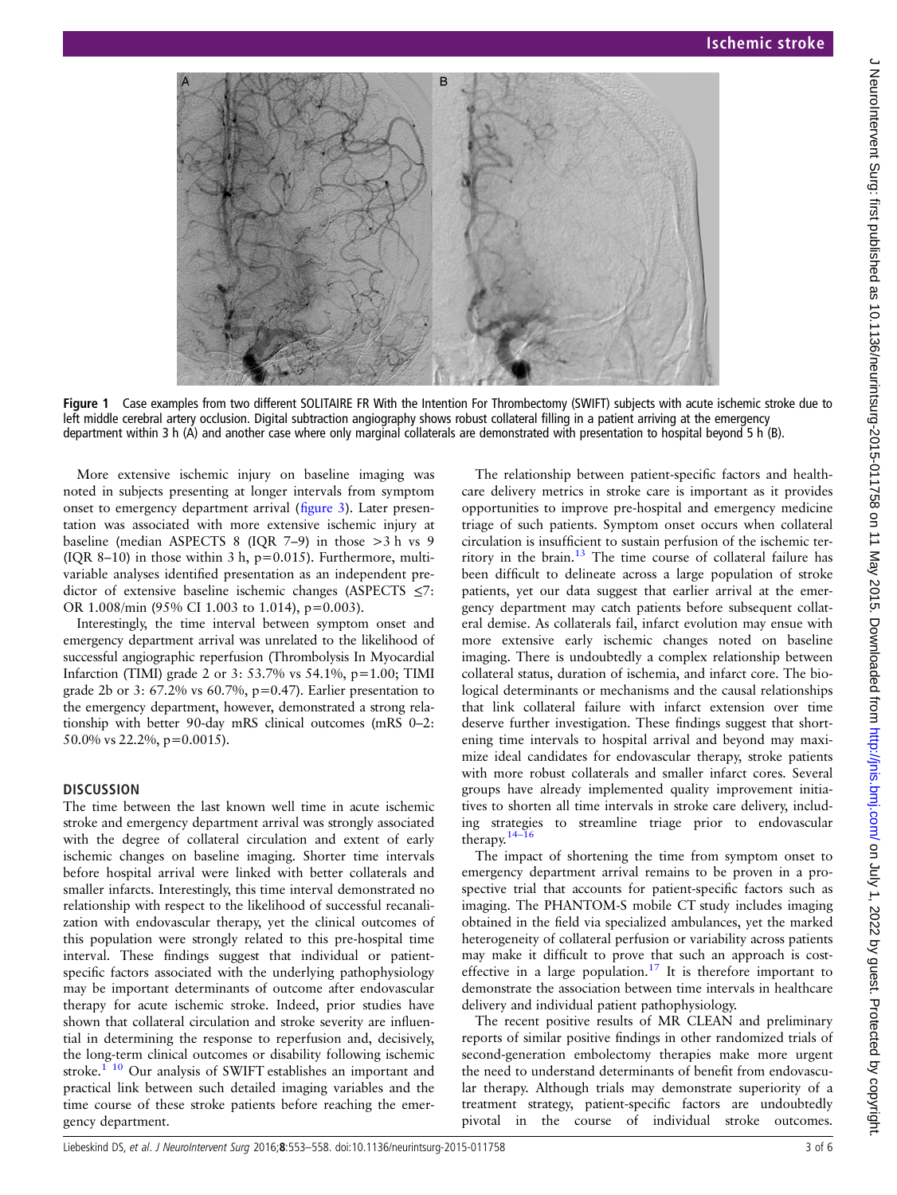Figure 1 Case examples from two different SOLITAIRE FR With the Intention For Thrombectomy (SWIFT) subjects with acute ischemic stroke due to left middle cerebral artery occlusion. Digital subtraction angiography shows robust collateral filling in a patient arriving at the emergency department within 3 h (A) and another case where only marginal collaterals are demonstrated with presentation to hospital beyond 5 h (B).

More extensive ischemic injury on baseline imaging was noted in subjects presenting at longer intervals from symptom onset to emergency department arrival (figure 3). Later presentation was associated with more extensive ischemic injury at baseline (median ASPECTS 8 (IQR 7–9) in those >3 h vs 9 (IQR 8–10) in those within 3 h, p=0.015). Furthermore, multivariable analyses identified presentation as an independent predictor of extensive baseline ischemic changes (ASPECTS ≤7: OR 1.008/min (95% CI 1.003 to 1.014), p=0.003).

Interestingly, the time interval between symptom onset and emergency department arrival was unrelated to the likelihood of successful angiographic reperfusion (Thrombolysis In Myocardial Infarction (TIMI) grade 2 or 3: 53.7% vs 54.1%, p=1.00; TIMI grade 2b or 3: 67.2% vs 60.7%, p=0.47). Earlier presentation to the emergency department, however, demonstrated a strong relationship with better 90-day mRS clinical outcomes (mRS 0–2: 50.0% vs 22.2%, p=0.0015).

## DISCUSSION

The time between the last known well time in acute ischemic stroke and emergency department arrival was strongly associated with the degree of collateral circulation and extent of early ischemic changes on baseline imaging. Shorter time intervals before hospital arrival were linked with better collaterals and smaller infarcts. Interestingly, this time interval demonstrated no relationship with respect to the likelihood of successful recanalization with endovascular therapy, yet the clinical outcomes of this population were strongly related to this pre-hospital time interval. These findings suggest that individual or patient-specific factors associated with the underlying pathophysiology may be important determinants of outcome after endovascular therapy for acute ischemic stroke. Indeed, prior studies have shown that collateral circulation and stroke severity are influential in determining the response to reperfusion and, decisively, the long-term clinical outcomes or disability following ischemic stroke.[1 10] Our analysis of SWIFT establishes an important and practical link between such detailed imaging variables and the time course of these stroke patients before reaching the emergency department.

The relationship between patient-specific factors and healthcare delivery metrics in stroke care is important as it provides opportunities to improve pre-hospital and emergency medicine triage of such patients. Symptom onset occurs when collateral circulation is insufficient to sustain perfusion of the ischemic territory in the brain.[13] The time course of collateral failure has been difficult to delineate across a large population of stroke patients, yet our data suggest that earlier arrival at the emergency department may catch patients before subsequent collateral demise. As collaterals fail, infarct evolution may ensue with more extensive early ischemic changes noted on baseline imaging. There is undoubtedly a complex relationship between collateral status, duration of ischemia, and infarct core. The biological determinants or mechanisms and the causal relationships that link collateral failure with infarct extension over time deserve further investigation. These findings suggest that shortening time intervals to hospital arrival and beyond may maximize ideal candidates for endovascular therapy, stroke patients with more robust collaterals and smaller infarct cores. Several groups have already implemented quality improvement initiatives to shorten all time intervals in stroke care delivery, including strategies to streamline triage prior to endovascular therapy.[14–16]

The impact of shortening the time from symptom onset to emergency department arrival remains to be proven in a prospective trial that accounts for patient-specific factors such as imaging. The PHANTOM-S mobile CT study includes imaging obtained in the field via specialized ambulances, yet the marked heterogeneity of collateral perfusion or variability across patients may make it difficult to prove that such an approach is cost-effective in a large population.[17] It is therefore important to demonstrate the association between time intervals in healthcare delivery and individual patient pathophysiology.

The recent positive results of MR CLEAN and preliminary reports of similar positive findings in other randomized trials of second-generation embolectomy therapies make more urgent the need to understand determinants of benefit from endovascular therapy. Although trials may demonstrate superiority of a treatment strategy, patient-specific factors are undoubtedly pivotal in the course of individual stroke outcomes.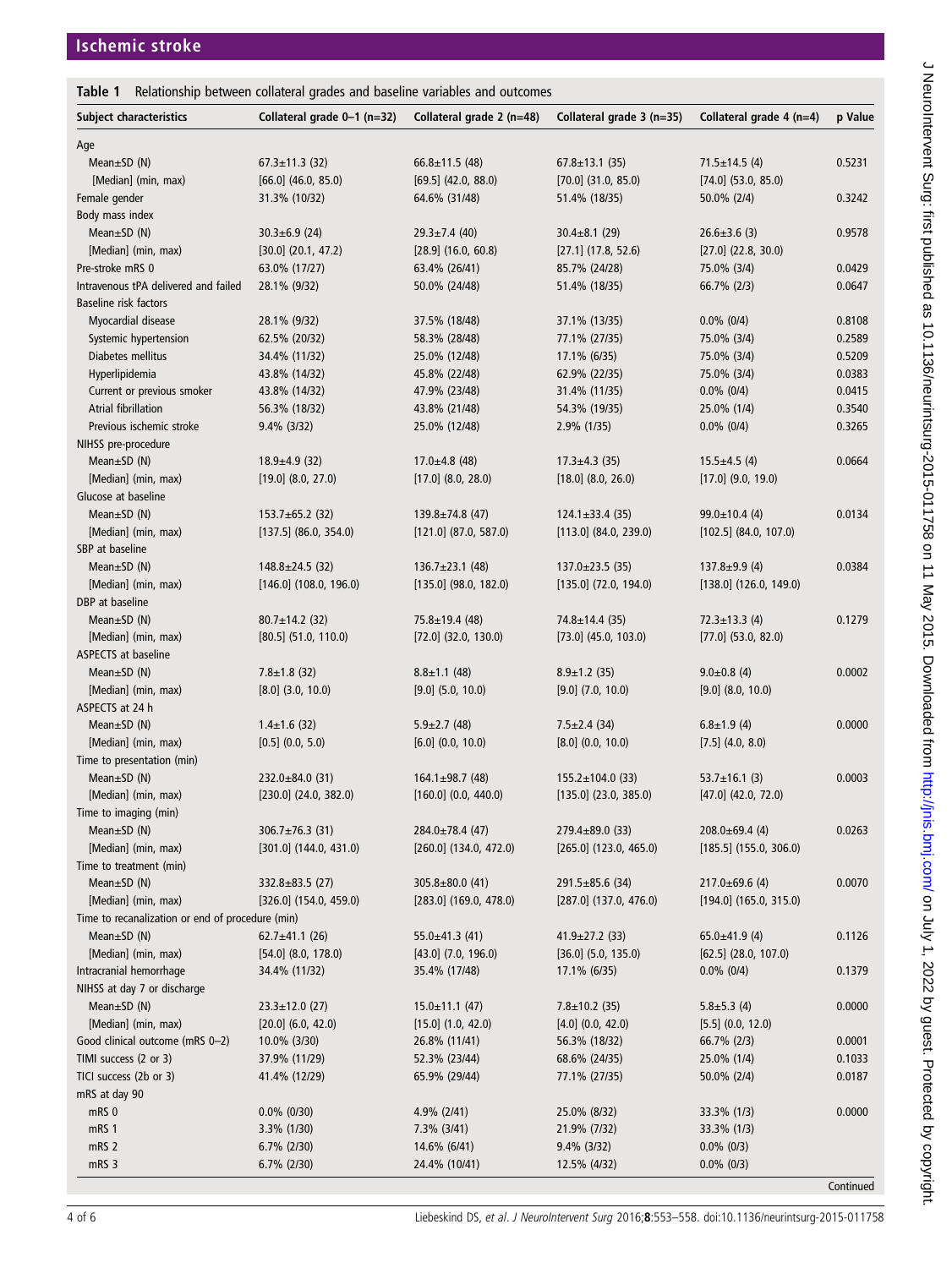**Table 1** Relationship between collateral grades and baseline variables and outcomes

| Subject characteristics | Collateral grade 0–1 (n=32) | Collateral grade 2 (n=48) | Collateral grade 3 (n=35) | Collateral grade 4 (n=4) | p Value |
|---|---|---|---|---|---|
| Age | | | | | |
| Mean±SD (N) | 67.3±11.3 (32) | 66.8±11.5 (48) | 67.8±13.1 (35) | 71.5±14.5 (4) | 0.5231 |
| [Median] (min, max) | [66.0] (46.0, 85.0) | [69.5] (42.0, 88.0) | [70.0] (31.0, 85.0) | [74.0] (53.0, 85.0) | |
| Female gender | 31.3% (10/32) | 64.6% (31/48) | 51.4% (18/35) | 50.0% (2/4) | 0.3242 |
| Body mass index | | | | | |
| Mean±SD (N) | 30.3±6.9 (24) | 29.3±7.4 (40) | 30.4±8.1 (29) | 26.6±3.6 (3) | 0.9578 |
| [Median] (min, max) | [30.0] (20.1, 47.2) | [28.9] (16.0, 60.8) | [27.1] (17.8, 52.6) | [27.0] (22.8, 30.0) | |
| Pre-stroke mRS 0 | 63.0% (17/27) | 63.4% (26/41) | 85.7% (24/28) | 75.0% (3/4) | 0.0429 |
| Intravenous tPA delivered and failed | 28.1% (9/32) | 50.0% (24/48) | 51.4% (18/35) | 66.7% (2/3) | 0.0647 |
| Baseline risk factors | | | | | |
| Myocardial disease | 28.1% (9/32) | 37.5% (18/48) | 37.1% (13/35) | 0.0% (0/4) | 0.8108 |
| Systemic hypertension | 62.5% (20/32) | 58.3% (28/48) | 77.1% (27/35) | 75.0% (3/4) | 0.2589 |
| Diabetes mellitus | 34.4% (11/32) | 25.0% (12/48) | 17.1% (6/35) | 75.0% (3/4) | 0.5209 |
| Hyperlipidemia | 43.8% (14/32) | 45.8% (22/48) | 62.9% (22/35) | 75.0% (3/4) | 0.0383 |
| Current or previous smoker | 43.8% (14/32) | 47.9% (23/48) | 31.4% (11/35) | 0.0% (0/4) | 0.0415 |
| Atrial fibrillation | 56.3% (18/32) | 43.8% (21/48) | 54.3% (19/35) | 25.0% (1/4) | 0.3540 |
| Previous ischemic stroke | 9.4% (3/32) | 25.0% (12/48) | 2.9% (1/35) | 0.0% (0/4) | 0.3265 |
| NIHSS pre-procedure | | | | | |
| Mean±SD (N) | 18.9±4.9 (32) | 17.0±4.8 (48) | 17.3±4.3 (35) | 15.5±4.5 (4) | 0.0664 |
| [Median] (min, max) | [19.0] (8.0, 27.0) | [17.0] (8.0, 28.0) | [18.0] (8.0, 26.0) | [17.0] (9.0, 19.0) | |
| Glucose at baseline | | | | | |
| Mean±SD (N) | 153.7±65.2 (32) | 139.8±74.8 (47) | 124.1±33.4 (35) | 99.0±10.4 (4) | 0.0134 |
| [Median] (min, max) | [137.5] (86.0, 354.0) | [121.0] (87.0, 587.0) | [113.0] (84.0, 239.0) | [102.5] (84.0, 107.0) | |
| SBP at baseline | | | | | |
| Mean±SD (N) | 148.8±24.5 (32) | 136.7±23.1 (48) | 137.0±23.5 (35) | 137.8±9.9 (4) | 0.0384 |
| [Median] (min, max) | [146.0] (108.0, 196.0) | [135.0] (98.0, 182.0) | [135.0] (72.0, 194.0) | [138.0] (126.0, 149.0) | |
| DBP at baseline | | | | | |
| Mean±SD (N) | 80.7±14.2 (32) | 75.8±19.4 (48) | 74.8±14.4 (35) | 72.3±13.3 (4) | 0.1279 |
| [Median] (min, max) | [80.5] (51.0, 110.0) | [72.0] (32.0, 130.0) | [73.0] (45.0, 103.0) | [77.0] (53.0, 82.0) | |
| ASPECTS at baseline | | | | | |
| Mean±SD (N) | 7.8±1.8 (32) | 8.8±1.1 (48) | 8.9±1.2 (35) | 9.0±0.8 (4) | 0.0002 |
| [Median] (min, max) | [8.0] (3.0, 10.0) | [9.0] (5.0, 10.0) | [9.0] (7.0, 10.0) | [9.0] (8.0, 10.0) | |
| ASPECTS at 24 h | | | | | |
| Mean±SD (N) | 1.4±1.6 (32) | 5.9±2.7 (48) | 7.5±2.4 (34) | 6.8±1.9 (4) | 0.0000 |
| [Median] (min, max) | [0.5] (0.0, 5.0) | [6.0] (0.0, 10.0) | [8.0] (0.0, 10.0) | [7.5] (4.0, 8.0) | |
| Time to presentation (min) | | | | | |
| Mean±SD (N) | 232.0±84.0 (31) | 164.1±98.7 (48) | 155.2±104.0 (33) | 53.7±16.1 (3) | 0.0003 |
| [Median] (min, max) | [230.0] (24.0, 382.0) | [160.0] (0.0, 440.0) | [135.0] (23.0, 385.0) | [47.0] (42.0, 72.0) | |
| Time to imaging (min) | | | | | |
| Mean±SD (N) | 306.7±76.3 (31) | 284.0±78.4 (47) | 279.4±89.0 (33) | 208.0±69.4 (4) | 0.0263 |
| [Median] (min, max) | [301.0] (144.0, 431.0) | [260.0] (134.0, 472.0) | [265.0] (123.0, 465.0) | [185.5] (155.0, 306.0) | |
| Time to treatment (min) | | | | | |
| Mean±SD (N) | 332.8±83.5 (27) | 305.8±80.0 (41) | 291.5±85.6 (34) | 217.0±69.6 (4) | 0.0070 |
| [Median] (min, max) | [326.0] (154.0, 459.0) | [283.0] (169.0, 478.0) | [287.0] (137.0, 476.0) | [194.0] (165.0, 315.0) | |
| Time to recanalization or end of procedure (min) | | | | | |
| Mean±SD (N) | 62.7±41.1 (26) | 55.0±41.3 (41) | 41.9±27.2 (33) | 65.0±41.9 (4) | 0.1126 |
| [Median] (min, max) | [54.0] (8.0, 178.0) | [43.0] (7.0, 196.0) | [36.0] (5.0, 135.0) | [62.5] (28.0, 107.0) | |
| Intracranial hemorrhage | 34.4% (11/32) | 35.4% (17/48) | 17.1% (6/35) | 0.0% (0/4) | 0.1379 |
| NIHSS at day 7 or discharge | | | | | |
| Mean±SD (N) | 23.3±12.0 (27) | 15.0±11.1 (47) | 7.8±10.2 (35) | 5.8±5.3 (4) | 0.0000 |
| [Median] (min, max) | [20.0] (6.0, 42.0) | [15.0] (1.0, 42.0) | [4.0] (0.0, 42.0) | [5.5] (0.0, 12.0) | |
| Good clinical outcome (mRS 0–2) | 10.0% (3/30) | 26.8% (11/41) | 56.3% (18/32) | 66.7% (2/3) | 0.0001 |
| TIMI success (2 or 3) | 37.9% (11/29) | 52.3% (23/44) | 68.6% (24/35) | 25.0% (1/4) | 0.1033 |
| TICI success (2b or 3) | 41.4% (12/29) | 65.9% (29/44) | 77.1% (27/35) | 50.0% (2/4) | 0.0187 |
| mRS at day 90 | | | | | |
| mRS 0 | 0.0% (0/30) | 4.9% (2/41) | 25.0% (8/32) | 33.3% (1/3) | 0.0000 |
| mRS 1 | 3.3% (1/30) | 7.3% (3/41) | 21.9% (7/32) | 33.3% (1/3) | |
| mRS 2 | 6.7% (2/30) | 14.6% (6/41) | 9.4% (3/32) | 0.0% (0/3) | |
| mRS 3 | 6.7% (2/30) | 24.4% (10/41) | 12.5% (4/32) | 0.0% (0/3) | |

Continued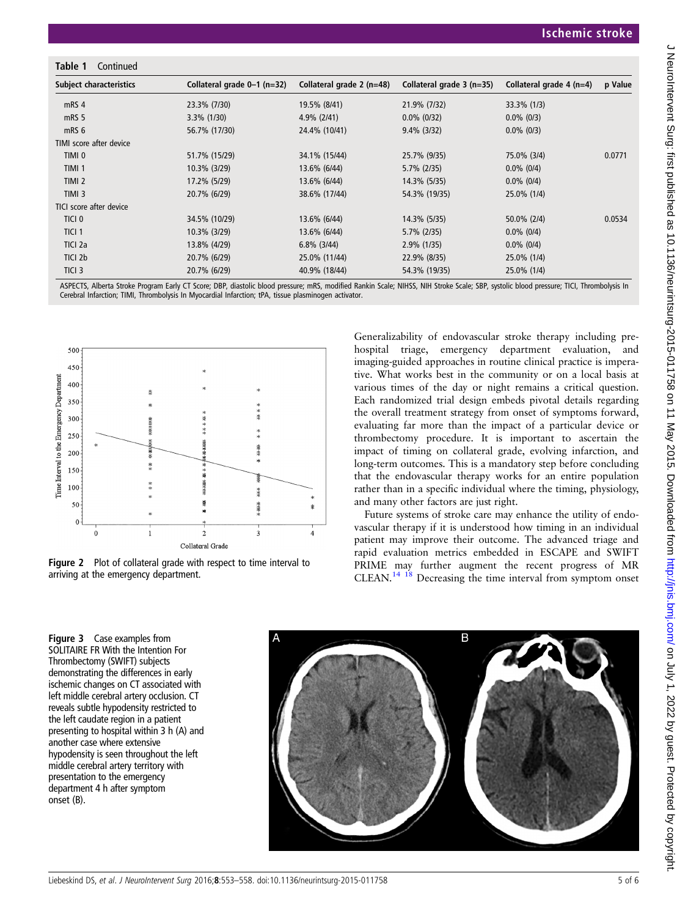**Table 1** Continued

| Subject characteristics | Collateral grade 0–1 (n=32) | Collateral grade 2 (n=48) | Collateral grade 3 (n=35) | Collateral grade 4 (n=4) | p Value |
|---|---|---|---|---|---|
| mRS 4 | 23.3% (7/30) | 19.5% (8/41) | 21.9% (7/32) | 33.3% (1/3) | |
| mRS 5 | 3.3% (1/30) | 4.9% (2/41) | 0.0% (0/32) | 0.0% (0/3) | |
| mRS 6 | 56.7% (17/30) | 24.4% (10/41) | 9.4% (3/32) | 0.0% (0/3) | |
| TIMI score after device | | | | | |
| TIMI 0 | 51.7% (15/29) | 34.1% (15/44) | 25.7% (9/35) | 75.0% (3/4) | 0.0771 |
| TIMI 1 | 10.3% (3/29) | 13.6% (6/44) | 5.7% (2/35) | 0.0% (0/4) | |
| TIMI 2 | 17.2% (5/29) | 13.6% (6/44) | 14.3% (5/35) | 0.0% (0/4) | |
| TIMI 3 | 20.7% (6/29) | 38.6% (17/44) | 54.3% (19/35) | 25.0% (1/4) | |
| TICI score after device | | | | | |
| TICI 0 | 34.5% (10/29) | 13.6% (6/44) | 14.3% (5/35) | 50.0% (2/4) | 0.0534 |
| TICI 1 | 10.3% (3/29) | 13.6% (6/44) | 5.7% (2/35) | 0.0% (0/4) | |
| TICI 2a | 13.8% (4/29) | 6.8% (3/44) | 2.9% (1/35) | 0.0% (0/4) | |
| TICI 2b | 20.7% (6/29) | 25.0% (11/44) | 22.9% (8/35) | 25.0% (1/4) | |
| TICI 3 | 20.7% (6/29) | 40.9% (18/44) | 54.3% (19/35) | 25.0% (1/4) | |

ASPECTS, Alberta Stroke Program Early CT Score; DBP, diastolic blood pressure; mRS, modified Rankin Scale; NIHSS, NIH Stroke Scale; SBP, systolic blood pressure; TICI, Thrombolysis In Cerebral Infarction; TIMI, Thrombolysis In Myocardial Infarction; tPA, tissue plasminogen activator.

**Figure 2** Plot of collateral grade with respect to time interval to arriving at the emergency department.

Generalizability of endovascular stroke therapy including prehospital triage, emergency department evaluation, and imaging-guided approaches in routine clinical practice is imperative. What works best in the community or on a local basis at various times of the day or night remains a critical question. Each randomized trial design embeds pivotal details regarding the overall treatment strategy from onset of symptoms forward, evaluating far more than the impact of a particular device or thrombectomy procedure. It is important to ascertain the impact of timing on collateral grade, evolving infarction, and long-term outcomes. This is a mandatory step before concluding that the endovascular therapy works for an entire population rather than in a specific individual where the timing, physiology, and many other factors are just right.

Future systems of stroke care may enhance the utility of endovascular therapy if it is understood how timing in an individual patient may improve their outcome. The advanced triage and rapid evaluation metrics embedded in ESCAPE and SWIFT PRIME may further augment the recent progress of MR CLEAN.[14 18] Decreasing the time interval from symptom onset

**Figure 3** Case examples from SOLITAIRE FR With the Intention For Thrombectomy (SWIFT) subjects demonstrating the differences in early ischemic changes on CT associated with left middle cerebral artery occlusion. CT reveals subtle hypodensity restricted to the left caudate region in a patient presenting to hospital within 3 h (A) and another case where extensive hypodensity is seen throughout the left middle cerebral artery territory with presentation to the emergency department 4 h after symptom onset (B).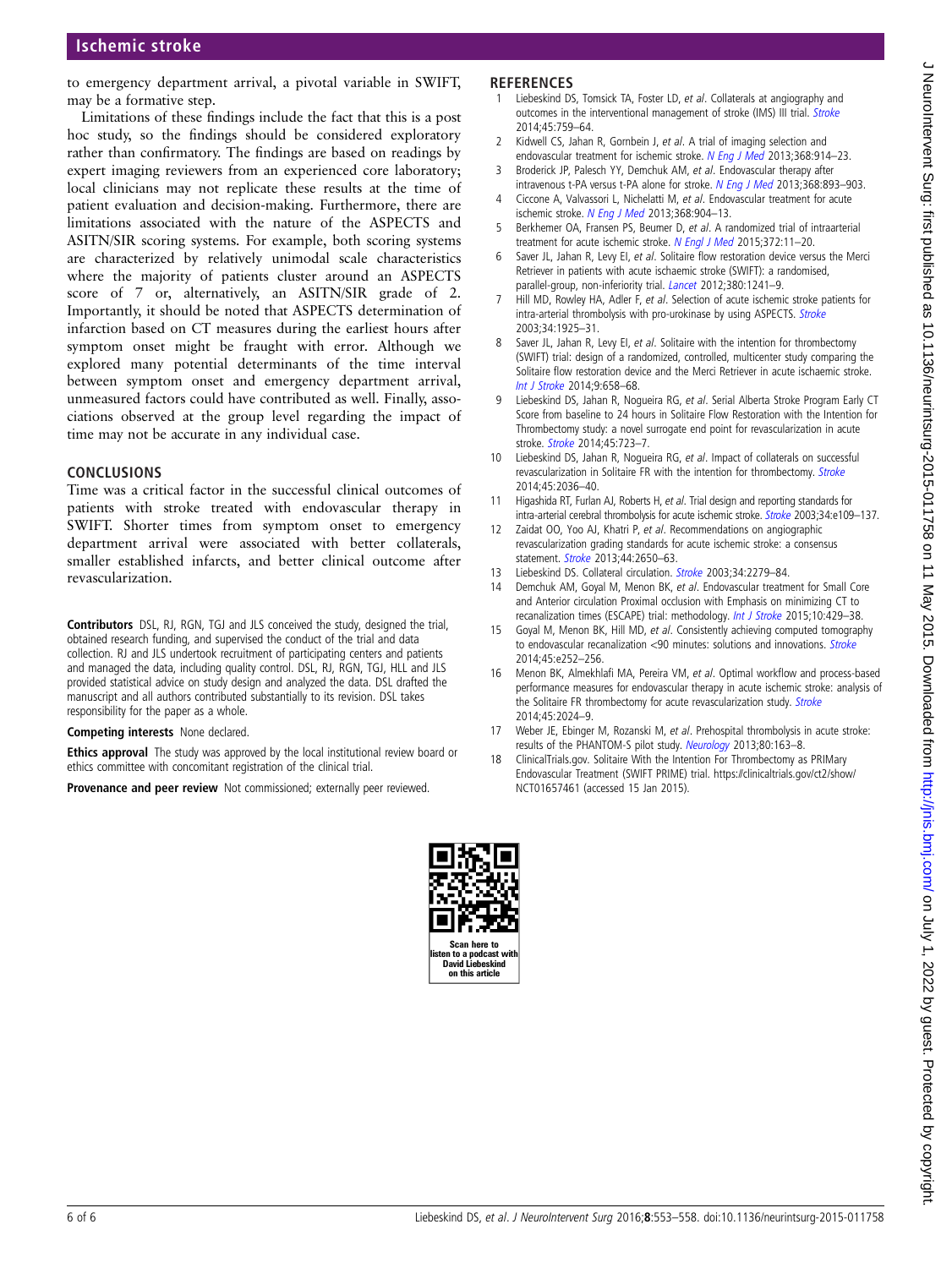to emergency department arrival, a pivotal variable in SWIFT, may be a formative step.

Limitations of these findings include the fact that this is a post hoc study, so the findings should be considered exploratory rather than confirmatory. The findings are based on readings by expert imaging reviewers from an experienced core laboratory; local clinicians may not replicate these results at the time of patient evaluation and decision-making. Furthermore, there are limitations associated with the nature of the ASPECTS and ASITN/SIR scoring systems. For example, both scoring systems are characterized by relatively unimodal scale characteristics where the majority of patients cluster around an ASPECTS score of 7 or, alternatively, an ASITN/SIR grade of 2. Importantly, it should be noted that ASPECTS determination of infarction based on CT measures during the earliest hours after symptom onset might be fraught with error. Although we explored many potential determinants of the time interval between symptom onset and emergency department arrival, unmeasured factors could have contributed as well. Finally, associations observed at the group level regarding the impact of time may not be accurate in any individual case.

## CONCLUSIONS

Time was a critical factor in the successful clinical outcomes of patients with stroke treated with endovascular therapy in SWIFT. Shorter times from symptom onset to emergency department arrival were associated with better collaterals, smaller established infarcts, and better clinical outcome after revascularization.

**Contributors** DSL, RJ, RGN, TGJ and JLS conceived the study, designed the trial, obtained research funding, and supervised the conduct of the trial and data collection. RJ and JLS undertook recruitment of participating centers and patients and managed the data, including quality control. DSL, RJ, RGN, TGJ, HLL and JLS provided statistical advice on study design and analyzed the data. DSL drafted the manuscript and all authors contributed substantially to its revision. DSL takes responsibility for the paper as a whole.

**Competing interests** None declared.

**Ethics approval** The study was approved by the local institutional review board or ethics committee with concomitant registration of the clinical trial.

**Provenance and peer review** Not commissioned; externally peer reviewed.

## REFERENCES

1. Liebeskind DS, Tomsick TA, Foster LD, *et al*. Collaterals at angiography and outcomes in the interventional management of stroke (IMS) III trial. *Stroke* 2014;45:759–64.
2. Kidwell CS, Jahan R, Gornbein J, *et al*. A trial of imaging selection and endovascular treatment for ischemic stroke. *N Eng J Med* 2013;368:914–23.
3. Broderick JP, Palesch YY, Demchuk AM, *et al*. Endovascular therapy after intravenous t-PA versus t-PA alone for stroke. *N Eng J Med* 2013;368:893–903.
4. Ciccone A, Valvassori L, Nichelatti M, *et al*. Endovascular treatment for acute ischemic stroke. *N Eng J Med* 2013;368:904–13.
5. Berkhemer OA, Fransen PS, Beumer D, *et al*. A randomized trial of intraarterial treatment for acute ischemic stroke. *N Engl J Med* 2015;372:11–20.
6. Saver JL, Jahan R, Levy EI, *et al*. Solitaire flow restoration device versus the Merci Retriever in patients with acute ischaemic stroke (SWIFT): a randomised, parallel-group, non-inferiority trial. *Lancet* 2012;380:1241–9.
7. Hill MD, Rowley HA, Adler F, *et al*. Selection of acute ischemic stroke patients for intra-arterial thrombolysis with pro-urokinase by using ASPECTS. *Stroke* 2003;34:1925–31.
8. Saver JL, Jahan R, Levy EI, *et al*. Solitaire with the intention for thrombectomy (SWIFT) trial: design of a randomized, controlled, multicenter study comparing the Solitaire flow restoration device and the Merci Retriever in acute ischaemic stroke. *Int J Stroke* 2014;9:658–68.
9. Liebeskind DS, Jahan R, Nogueira RG, *et al*. Serial Alberta Stroke Program Early CT Score from baseline to 24 hours in Solitaire Flow Restoration with the Intention for Thrombectomy study: a novel surrogate end point for revascularization in acute stroke. *Stroke* 2014;45:723–7.
10. Liebeskind DS, Jahan R, Nogueira RG, *et al*. Impact of collaterals on successful revascularization in Solitaire FR with the intention for thrombectomy. *Stroke* 2014;45:2036–40.
11. Higashida RT, Furlan AJ, Roberts H, *et al*. Trial design and reporting standards for intra-arterial cerebral thrombolysis for acute ischemic stroke. *Stroke* 2003;34:e109–137.
12. Zaidat OO, Yoo AJ, Khatri P, *et al*. Recommendations on angiographic revascularization grading standards for acute ischemic stroke: a consensus statement. *Stroke* 2013;44:2650–63.
13. Liebeskind DS. Collateral circulation. *Stroke* 2003;34:2279–84.
14. Demchuk AM, Goyal M, Menon BK, *et al*. Endovascular treatment for Small Core and Anterior circulation Proximal occlusion with Emphasis on minimizing CT to recanalization times (ESCAPE) trial: methodology. *Int J Stroke* 2015;10:429–38.
15. Goyal M, Menon BK, Hill MD, *et al*. Consistently achieving computed tomography to endovascular recanalization <90 minutes: solutions and innovations. *Stroke* 2014;45:e252–256.
16. Menon BK, Almekhlafi MA, Pereira VM, *et al*. Optimal workflow and process-based performance measures for endovascular therapy in acute ischemic stroke: analysis of the Solitaire FR thrombectomy for acute revascularization study. *Stroke* 2014;45:2024–9.
17. Weber JE, Ebinger M, Rozanski M, *et al*. Prehospital thrombolysis in acute stroke: results of the PHANTOM-S pilot study. *Neurology* 2013;80:163–8.
18. ClinicalTrials.gov. Solitaire With the Intention For Thrombectomy as PRIMary Endovascular Treatment (SWIFT PRIME) trial. https://clinicaltrials.gov/ct2/show/NCT01657461 (accessed 15 Jan 2015).

Scan here to listen to a podcast with David Liebeskind on this article